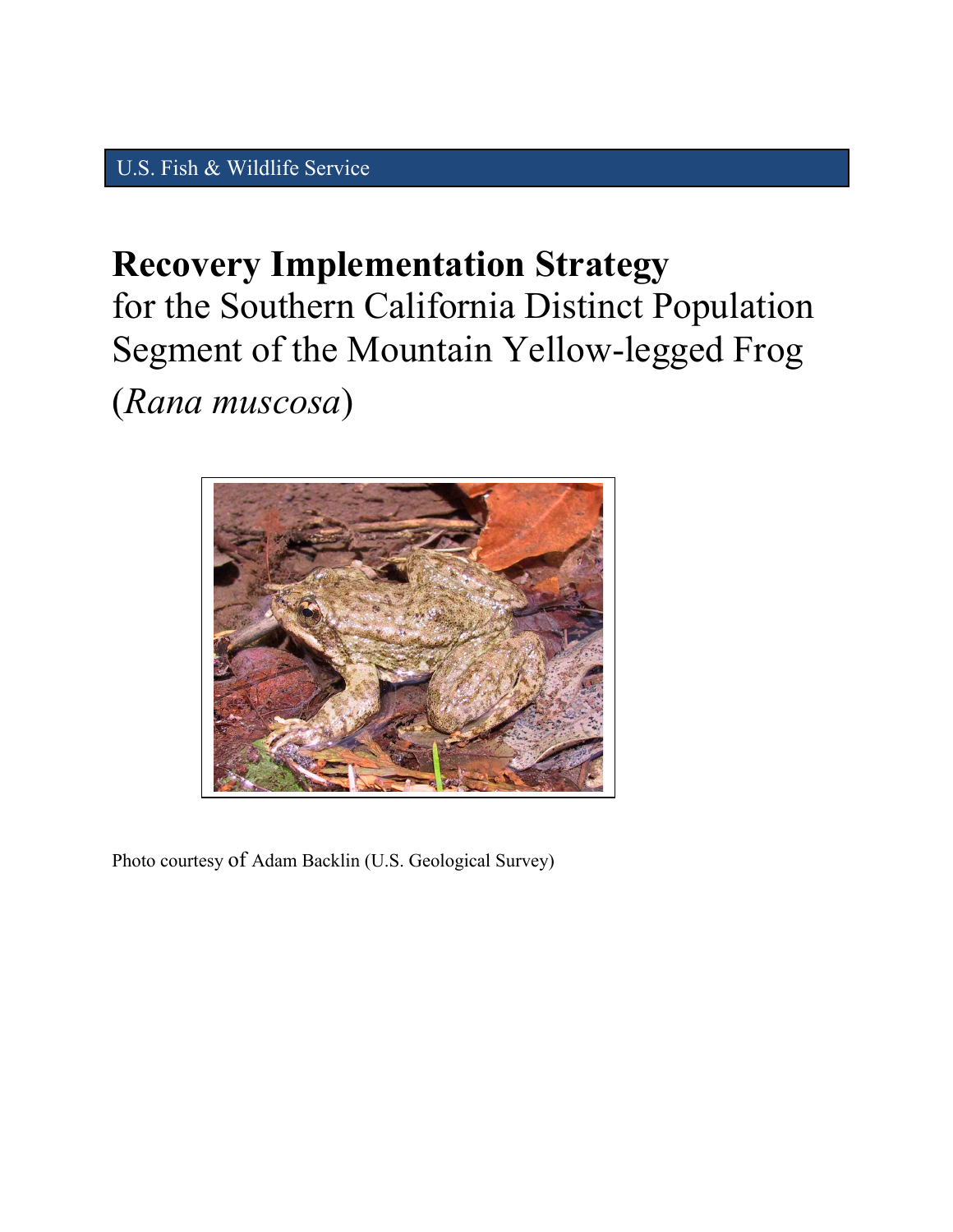U.S. Fish & Wildlife Service

# **Recovery Implementation Strategy**

for the Southern California Distinct Population Segment of the Mountain Yellow-legged Frog (*Rana muscosa*)

Photo courtesy of Adam Backlin (U.S. Geological Survey)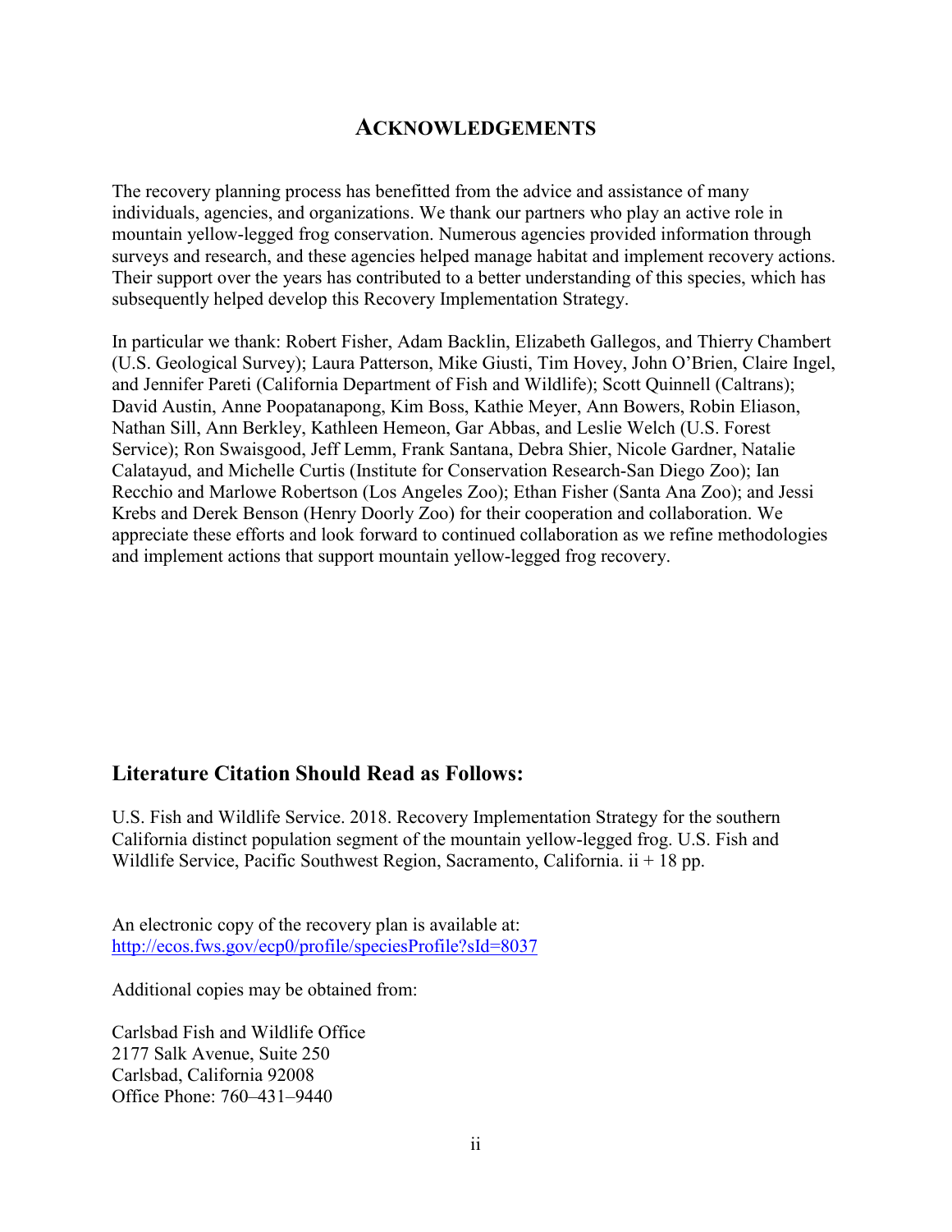# ACKNOWLEDGEMENTS

The recovery planning process has benefitted from the advice and assistance of many individuals, agencies, and organizations. We thank our partners who play an active role in mountain yellow-legged frog conservation. Numerous agencies provided information through surveys and research, and these agencies helped manage habitat and implement recovery actions. Their support over the years has contributed to a better understanding of this species, which has subsequently helped develop this Recovery Implementation Strategy.

In particular we thank: Robert Fisher, Adam Backlin, Elizabeth Gallegos, and Thierry Chambert (U.S. Geological Survey); Laura Patterson, Mike Giusti, Tim Hovey, John O'Brien, Claire Ingel, and Jennifer Pareti (California Department of Fish and Wildlife); Scott Quinnell (Caltrans); David Austin, Anne Poopatanapong, Kim Boss, Kathie Meyer, Ann Bowers, Robin Eliason, Nathan Sill, Ann Berkley, Kathleen Hemeon, Gar Abbas, and Leslie Welch (U.S. Forest Service); Ron Swaisgood, Jeff Lemm, Frank Santana, Debra Shier, Nicole Gardner, Natalie Calatayud, and Michelle Curtis (Institute for Conservation Research-San Diego Zoo); Ian Recchio and Marlowe Robertson (Los Angeles Zoo); Ethan Fisher (Santa Ana Zoo); and Jessi Krebs and Derek Benson (Henry Doorly Zoo) for their cooperation and collaboration. We appreciate these efforts and look forward to continued collaboration as we refine methodologies and implement actions that support mountain yellow-legged frog recovery.

## Literature Citation Should Read as Follows:

U.S. Fish and Wildlife Service. 2018. Recovery Implementation Strategy for the southern California distinct population segment of the mountain yellow-legged frog. U.S. Fish and Wildlife Service, Pacific Southwest Region, Sacramento, California. ii + 18 pp.

An electronic copy of the recovery plan is available at:
http://ecos.fws.gov/ecp0/profile/speciesProfile?sId=8037

Additional copies may be obtained from:

Carlsbad Fish and Wildlife Office
2177 Salk Avenue, Suite 250
Carlsbad, California 92008
Office Phone: 760–431–9440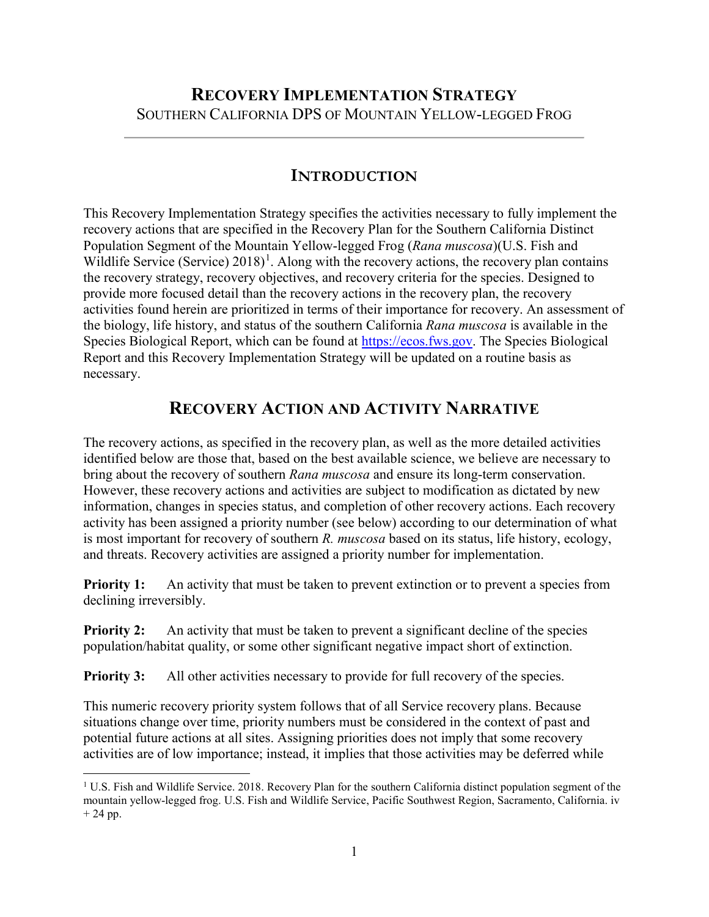# RECOVERY IMPLEMENTATION STRATEGY

SOUTHERN CALIFORNIA DPS OF MOUNTAIN YELLOW-LEGGED FROG

## INTRODUCTION

This Recovery Implementation Strategy specifies the activities necessary to fully implement the recovery actions that are specified in the Recovery Plan for the Southern California Distinct Population Segment of the Mountain Yellow-legged Frog (*Rana muscosa*)(U.S. Fish and Wildlife Service (Service) 2018)[1]. Along with the recovery actions, the recovery plan contains the recovery strategy, recovery objectives, and recovery criteria for the species. Designed to provide more focused detail than the recovery actions in the recovery plan, the recovery activities found herein are prioritized in terms of their importance for recovery. An assessment of the biology, life history, and status of the southern California *Rana muscosa* is available in the Species Biological Report, which can be found at https://ecos.fws.gov. The Species Biological Report and this Recovery Implementation Strategy will be updated on a routine basis as necessary.

## RECOVERY ACTION AND ACTIVITY NARRATIVE

The recovery actions, as specified in the recovery plan, as well as the more detailed activities identified below are those that, based on the best available science, we believe are necessary to bring about the recovery of southern *Rana muscosa* and ensure its long-term conservation. However, these recovery actions and activities are subject to modification as dictated by new information, changes in species status, and completion of other recovery actions. Each recovery activity has been assigned a priority number (see below) according to our determination of what is most important for recovery of southern *R. muscosa* based on its status, life history, ecology, and threats. Recovery activities are assigned a priority number for implementation.

**Priority 1:** An activity that must be taken to prevent extinction or to prevent a species from declining irreversibly.

**Priority 2:** An activity that must be taken to prevent a significant decline of the species population/habitat quality, or some other significant negative impact short of extinction.

**Priority 3:** All other activities necessary to provide for full recovery of the species.

This numeric recovery priority system follows that of all Service recovery plans. Because situations change over time, priority numbers must be considered in the context of past and potential future actions at all sites. Assigning priorities does not imply that some recovery activities are of low importance; instead, it implies that those activities may be deferred while

[1] U.S. Fish and Wildlife Service. 2018. Recovery Plan for the southern California distinct population segment of the mountain yellow-legged frog. U.S. Fish and Wildlife Service, Pacific Southwest Region, Sacramento, California. iv + 24 pp.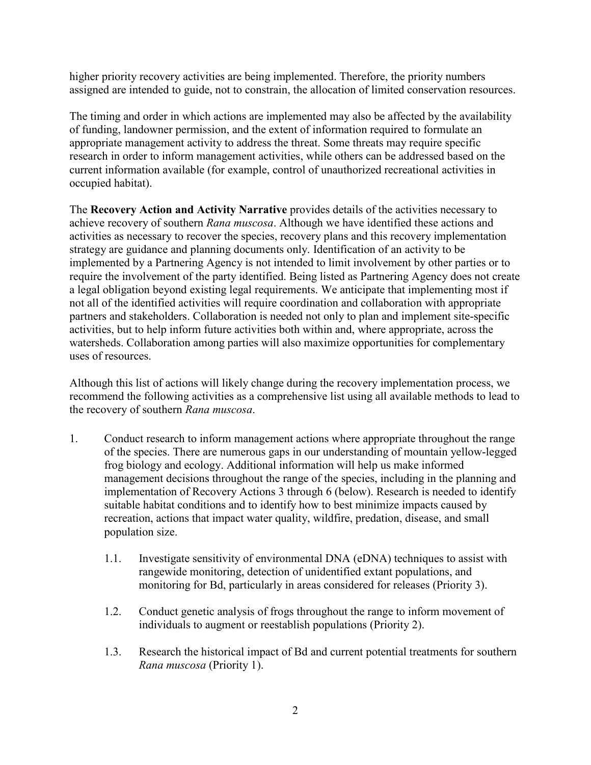higher priority recovery activities are being implemented. Therefore, the priority numbers assigned are intended to guide, not to constrain, the allocation of limited conservation resources.

The timing and order in which actions are implemented may also be affected by the availability of funding, landowner permission, and the extent of information required to formulate an appropriate management activity to address the threat. Some threats may require specific research in order to inform management activities, while others can be addressed based on the current information available (for example, control of unauthorized recreational activities in occupied habitat).

The **Recovery Action and Activity Narrative** provides details of the activities necessary to achieve recovery of southern *Rana muscosa*. Although we have identified these actions and activities as necessary to recover the species, recovery plans and this recovery implementation strategy are guidance and planning documents only. Identification of an activity to be implemented by a Partnering Agency is not intended to limit involvement by other parties or to require the involvement of the party identified. Being listed as Partnering Agency does not create a legal obligation beyond existing legal requirements. We anticipate that implementing most if not all of the identified activities will require coordination and collaboration with appropriate partners and stakeholders. Collaboration is needed not only to plan and implement site-specific activities, but to help inform future activities both within and, where appropriate, across the watersheds. Collaboration among parties will also maximize opportunities for complementary uses of resources.

Although this list of actions will likely change during the recovery implementation process, we recommend the following activities as a comprehensive list using all available methods to lead to the recovery of southern *Rana muscosa*.

1. Conduct research to inform management actions where appropriate throughout the range of the species. There are numerous gaps in our understanding of mountain yellow-legged frog biology and ecology. Additional information will help us make informed management decisions throughout the range of the species, including in the planning and implementation of Recovery Actions 3 through 6 (below). Research is needed to identify suitable habitat conditions and to identify how to best minimize impacts caused by recreation, actions that impact water quality, wildfire, predation, disease, and small population size.

    1.1. Investigate sensitivity of environmental DNA (eDNA) techniques to assist with rangewide monitoring, detection of unidentified extant populations, and monitoring for Bd, particularly in areas considered for releases (Priority 3).

    1.2. Conduct genetic analysis of frogs throughout the range to inform movement of individuals to augment or reestablish populations (Priority 2).

    1.3. Research the historical impact of Bd and current potential treatments for southern *Rana muscosa* (Priority 1).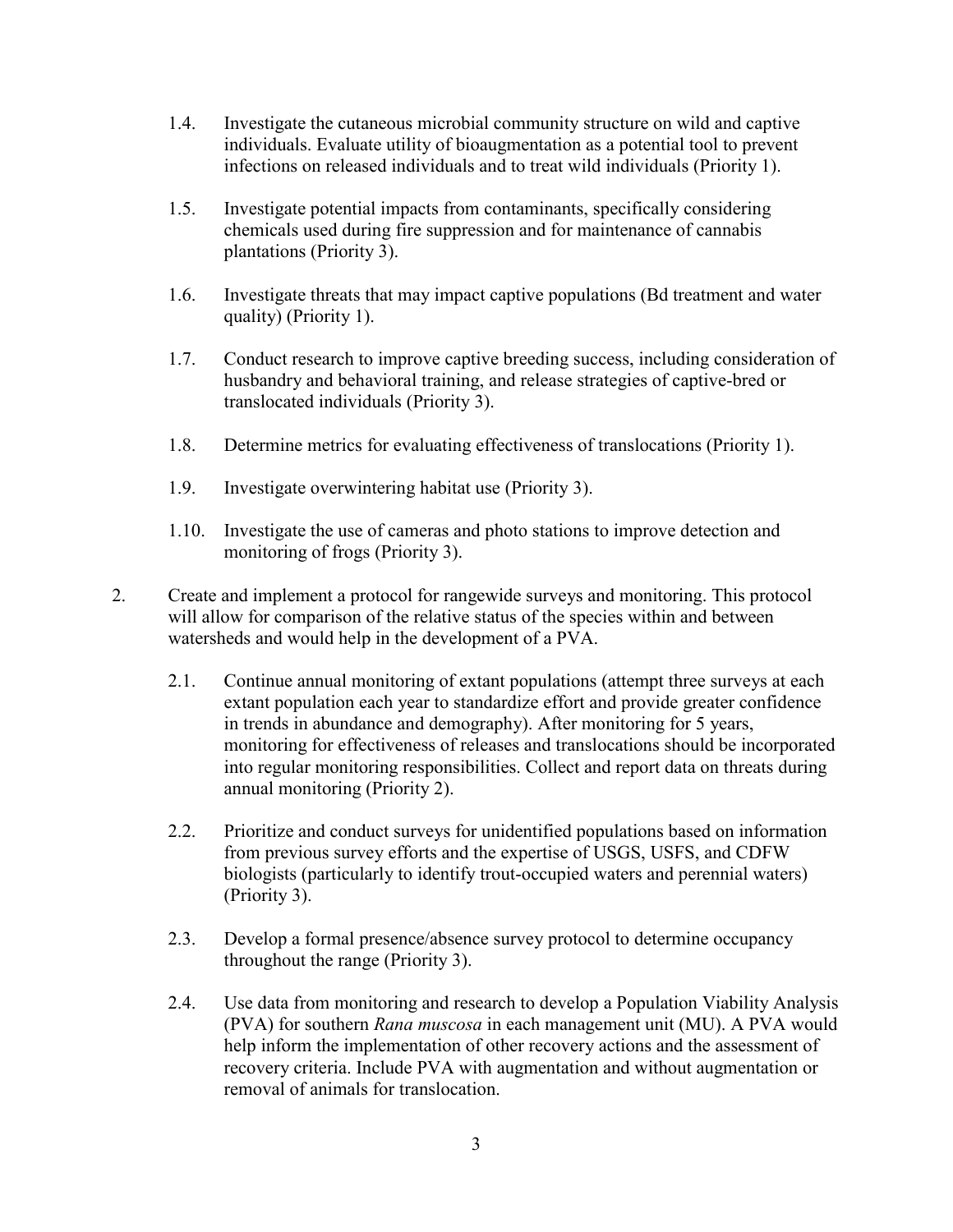1.4. Investigate the cutaneous microbial community structure on wild and captive individuals. Evaluate utility of bioaugmentation as a potential tool to prevent infections on released individuals and to treat wild individuals (Priority 1).

1.5. Investigate potential impacts from contaminants, specifically considering chemicals used during fire suppression and for maintenance of cannabis plantations (Priority 3).

1.6. Investigate threats that may impact captive populations (Bd treatment and water quality) (Priority 1).

1.7. Conduct research to improve captive breeding success, including consideration of husbandry and behavioral training, and release strategies of captive-bred or translocated individuals (Priority 3).

1.8. Determine metrics for evaluating effectiveness of translocations (Priority 1).

1.9. Investigate overwintering habitat use (Priority 3).

1.10. Investigate the use of cameras and photo stations to improve detection and monitoring of frogs (Priority 3).

2. Create and implement a protocol for rangewide surveys and monitoring. This protocol will allow for comparison of the relative status of the species within and between watersheds and would help in the development of a PVA.

2.1. Continue annual monitoring of extant populations (attempt three surveys at each extant population each year to standardize effort and provide greater confidence in trends in abundance and demography). After monitoring for 5 years, monitoring for effectiveness of releases and translocations should be incorporated into regular monitoring responsibilities. Collect and report data on threats during annual monitoring (Priority 2).

2.2. Prioritize and conduct surveys for unidentified populations based on information from previous survey efforts and the expertise of USGS, USFS, and CDFW biologists (particularly to identify trout-occupied waters and perennial waters) (Priority 3).

2.3. Develop a formal presence/absence survey protocol to determine occupancy throughout the range (Priority 3).

2.4. Use data from monitoring and research to develop a Population Viability Analysis (PVA) for southern *Rana muscosa* in each management unit (MU). A PVA would help inform the implementation of other recovery actions and the assessment of recovery criteria. Include PVA with augmentation and without augmentation or removal of animals for translocation.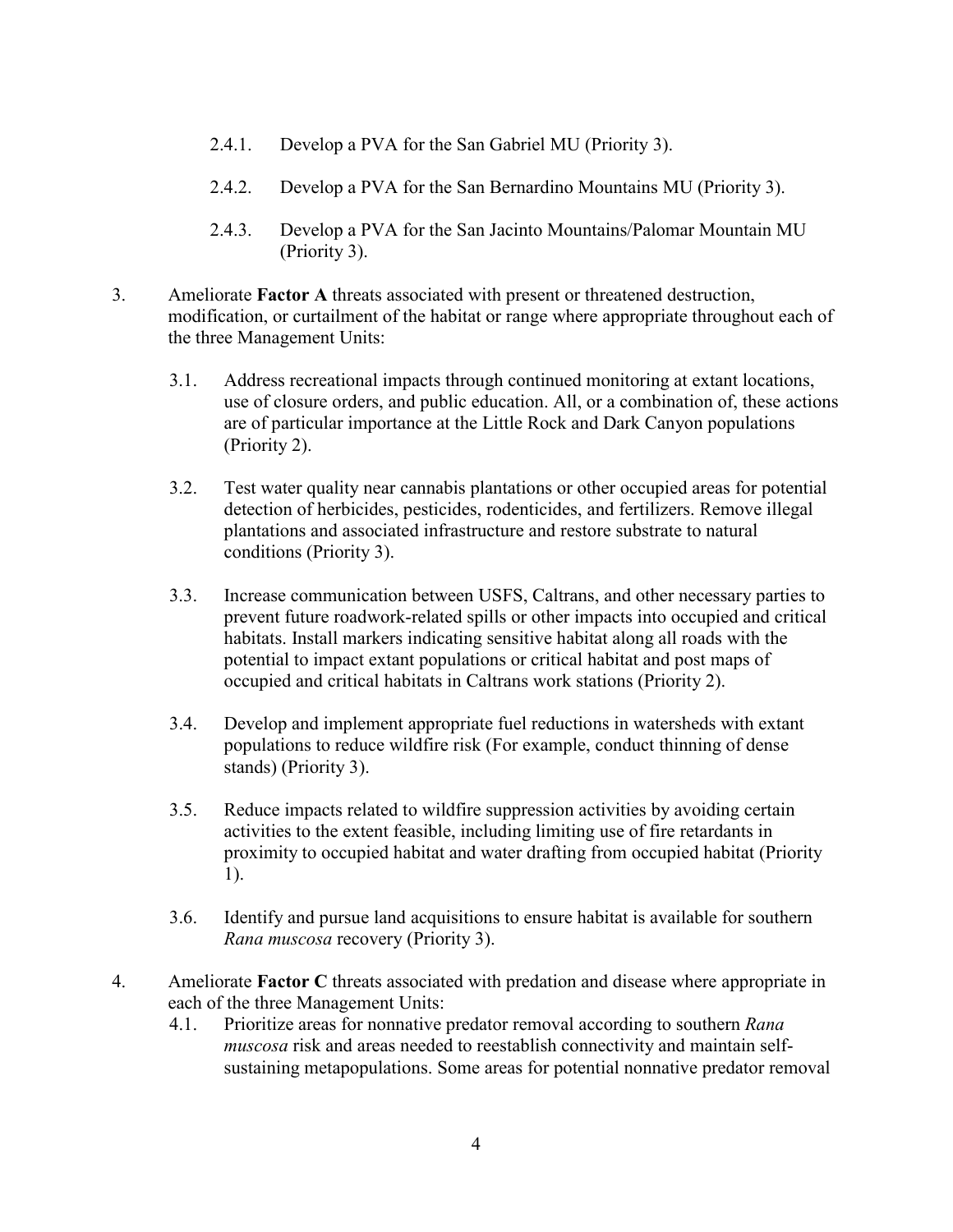2.4.1. Develop a PVA for the San Gabriel MU (Priority 3).

2.4.2. Develop a PVA for the San Bernardino Mountains MU (Priority 3).

2.4.3. Develop a PVA for the San Jacinto Mountains/Palomar Mountain MU (Priority 3).

3. Ameliorate **Factor A** threats associated with present or threatened destruction, modification, or curtailment of the habitat or range where appropriate throughout each of the three Management Units:

3.1. Address recreational impacts through continued monitoring at extant locations, use of closure orders, and public education. All, or a combination of, these actions are of particular importance at the Little Rock and Dark Canyon populations (Priority 2).

3.2. Test water quality near cannabis plantations or other occupied areas for potential detection of herbicides, pesticides, rodenticides, and fertilizers. Remove illegal plantations and associated infrastructure and restore substrate to natural conditions (Priority 3).

3.3. Increase communication between USFS, Caltrans, and other necessary parties to prevent future roadwork-related spills or other impacts into occupied and critical habitats. Install markers indicating sensitive habitat along all roads with the potential to impact extant populations or critical habitat and post maps of occupied and critical habitats in Caltrans work stations (Priority 2).

3.4. Develop and implement appropriate fuel reductions in watersheds with extant populations to reduce wildfire risk (For example, conduct thinning of dense stands) (Priority 3).

3.5. Reduce impacts related to wildfire suppression activities by avoiding certain activities to the extent feasible, including limiting use of fire retardants in proximity to occupied habitat and water drafting from occupied habitat (Priority 1).

3.6. Identify and pursue land acquisitions to ensure habitat is available for southern *Rana muscosa* recovery (Priority 3).

4. Ameliorate **Factor C** threats associated with predation and disease where appropriate in each of the three Management Units:

4.1. Prioritize areas for nonnative predator removal according to southern *Rana muscosa* risk and areas needed to reestablish connectivity and maintain self-sustaining metapopulations. Some areas for potential nonnative predator removal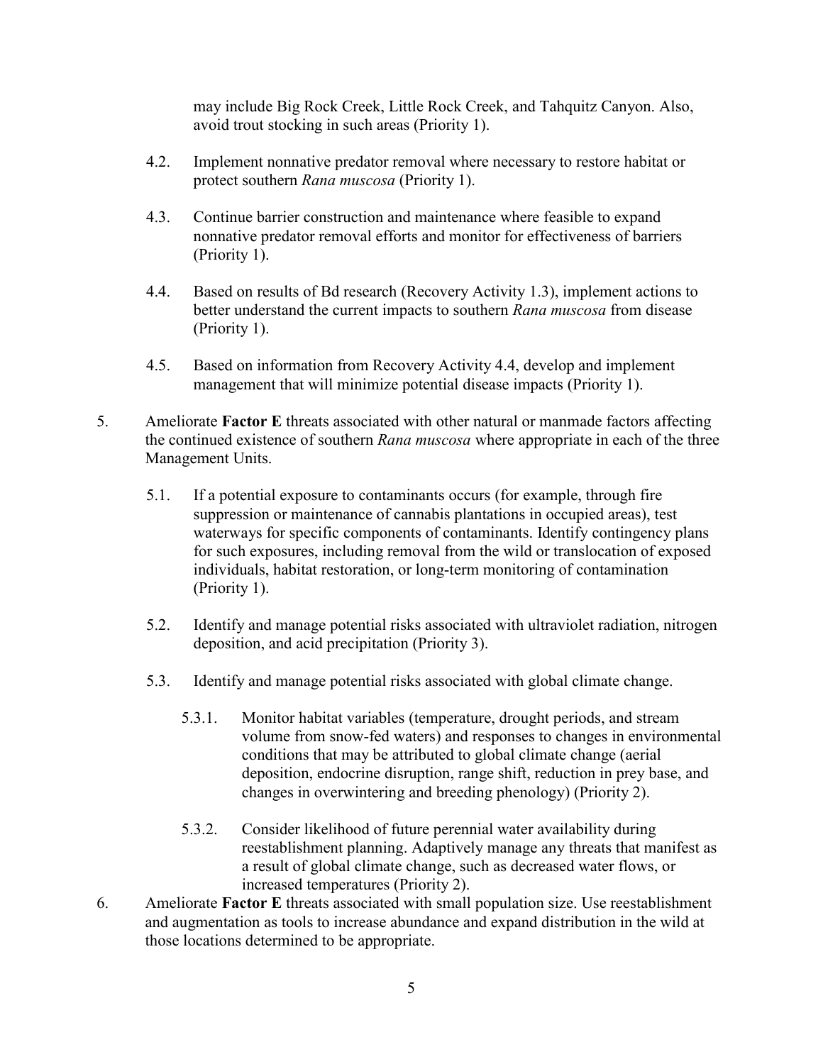may include Big Rock Creek, Little Rock Creek, and Tahquitz Canyon. Also, avoid trout stocking in such areas (Priority 1).

4.2. Implement nonnative predator removal where necessary to restore habitat or protect southern *Rana muscosa* (Priority 1).

4.3. Continue barrier construction and maintenance where feasible to expand nonnative predator removal efforts and monitor for effectiveness of barriers (Priority 1).

4.4. Based on results of Bd research (Recovery Activity 1.3), implement actions to better understand the current impacts to southern *Rana muscosa* from disease (Priority 1).

4.5. Based on information from Recovery Activity 4.4, develop and implement management that will minimize potential disease impacts (Priority 1).

5. Ameliorate **Factor E** threats associated with other natural or manmade factors affecting the continued existence of southern *Rana muscosa* where appropriate in each of the three Management Units.

   5.1. If a potential exposure to contaminants occurs (for example, through fire suppression or maintenance of cannabis plantations in occupied areas), test waterways for specific components of contaminants. Identify contingency plans for such exposures, including removal from the wild or translocation of exposed individuals, habitat restoration, or long-term monitoring of contamination (Priority 1).

   5.2. Identify and manage potential risks associated with ultraviolet radiation, nitrogen deposition, and acid precipitation (Priority 3).

   5.3. Identify and manage potential risks associated with global climate change.

      5.3.1. Monitor habitat variables (temperature, drought periods, and stream volume from snow-fed waters) and responses to changes in environmental conditions that may be attributed to global climate change (aerial deposition, endocrine disruption, range shift, reduction in prey base, and changes in overwintering and breeding phenology) (Priority 2).

      5.3.2. Consider likelihood of future perennial water availability during reestablishment planning. Adaptively manage any threats that manifest as a result of global climate change, such as decreased water flows, or increased temperatures (Priority 2).

6. Ameliorate **Factor E** threats associated with small population size. Use reestablishment and augmentation as tools to increase abundance and expand distribution in the wild at those locations determined to be appropriate.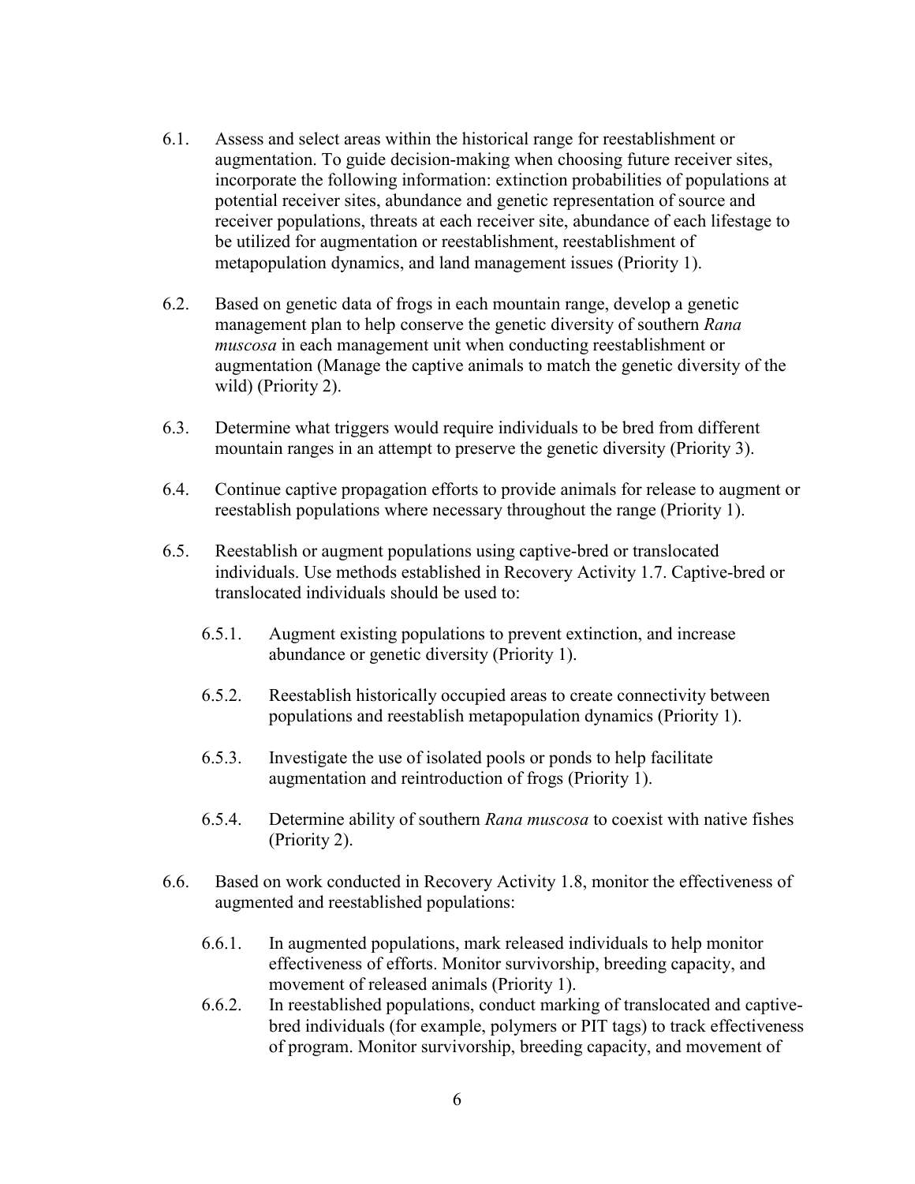- 6.1. Assess and select areas within the historical range for reestablishment or augmentation. To guide decision-making when choosing future receiver sites, incorporate the following information: extinction probabilities of populations at potential receiver sites, abundance and genetic representation of source and receiver populations, threats at each receiver site, abundance of each lifestage to be utilized for augmentation or reestablishment, reestablishment of metapopulation dynamics, and land management issues (Priority 1).

- 6.2. Based on genetic data of frogs in each mountain range, develop a genetic management plan to help conserve the genetic diversity of southern *Rana muscosa* in each management unit when conducting reestablishment or augmentation (Manage the captive animals to match the genetic diversity of the wild) (Priority 2).

- 6.3. Determine what triggers would require individuals to be bred from different mountain ranges in an attempt to preserve the genetic diversity (Priority 3).

- 6.4. Continue captive propagation efforts to provide animals for release to augment or reestablish populations where necessary throughout the range (Priority 1).

- 6.5. Reestablish or augment populations using captive-bred or translocated individuals. Use methods established in Recovery Activity 1.7. Captive-bred or translocated individuals should be used to:

  - 6.5.1. Augment existing populations to prevent extinction, and increase abundance or genetic diversity (Priority 1).

  - 6.5.2. Reestablish historically occupied areas to create connectivity between populations and reestablish metapopulation dynamics (Priority 1).

  - 6.5.3. Investigate the use of isolated pools or ponds to help facilitate augmentation and reintroduction of frogs (Priority 1).

  - 6.5.4. Determine ability of southern *Rana muscosa* to coexist with native fishes (Priority 2).

- 6.6. Based on work conducted in Recovery Activity 1.8, monitor the effectiveness of augmented and reestablished populations:

  - 6.6.1. In augmented populations, mark released individuals to help monitor effectiveness of efforts. Monitor survivorship, breeding capacity, and movement of released animals (Priority 1).
  - 6.6.2. In reestablished populations, conduct marking of translocated and captive-bred individuals (for example, polymers or PIT tags) to track effectiveness of program. Monitor survivorship, breeding capacity, and movement of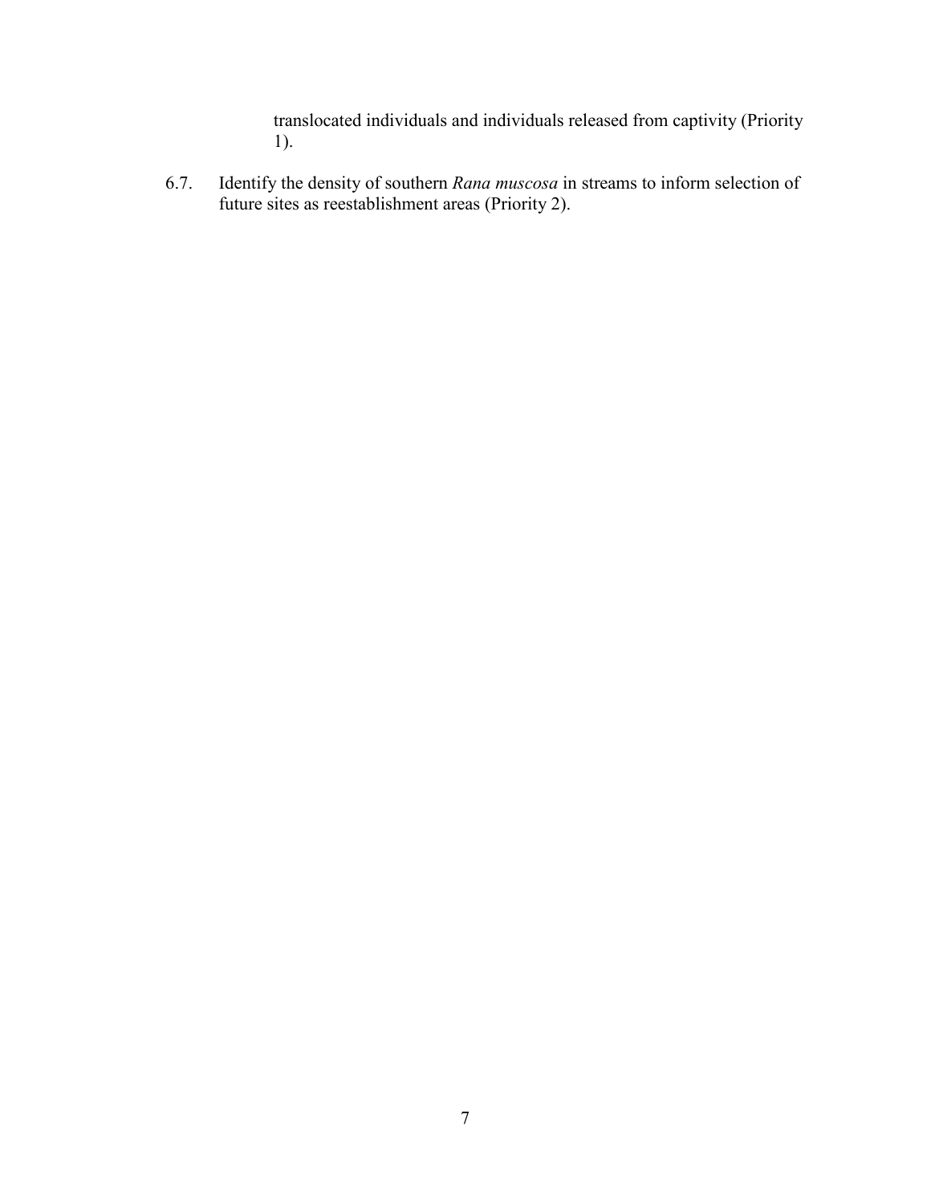translocated individuals and individuals released from captivity (Priority 1).

6.7. Identify the density of southern *Rana muscosa* in streams to inform selection of future sites as reestablishment areas (Priority 2).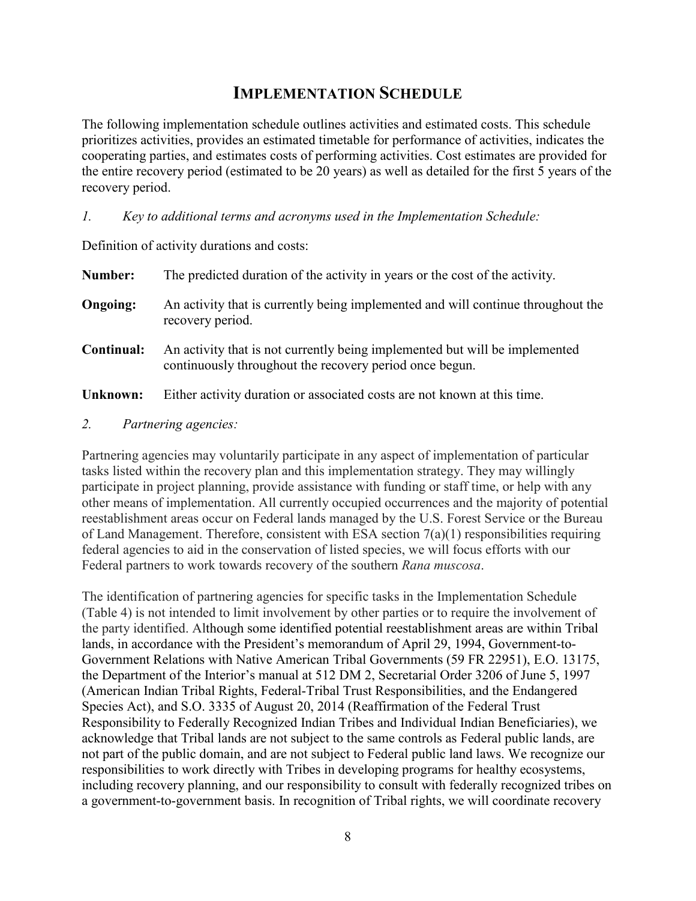# Implementation Schedule

The following implementation schedule outlines activities and estimated costs. This schedule prioritizes activities, provides an estimated timetable for performance of activities, indicates the cooperating parties, and estimates costs of performing activities. Cost estimates are provided for the entire recovery period (estimated to be 20 years) as well as detailed for the first 5 years of the recovery period.

*1. Key to additional terms and acronyms used in the Implementation Schedule:*

Definition of activity durations and costs:

**Number:** The predicted duration of the activity in years or the cost of the activity.

**Ongoing:** An activity that is currently being implemented and will continue throughout the recovery period.

**Continual:** An activity that is not currently being implemented but will be implemented continuously throughout the recovery period once begun.

**Unknown:** Either activity duration or associated costs are not known at this time.

*2. Partnering agencies:*

Partnering agencies may voluntarily participate in any aspect of implementation of particular tasks listed within the recovery plan and this implementation strategy. They may willingly participate in project planning, provide assistance with funding or staff time, or help with any other means of implementation. All currently occupied occurrences and the majority of potential reestablishment areas occur on Federal lands managed by the U.S. Forest Service or the Bureau of Land Management. Therefore, consistent with ESA section 7(a)(1) responsibilities requiring federal agencies to aid in the conservation of listed species, we will focus efforts with our Federal partners to work towards recovery of the southern *Rana muscosa*.

The identification of partnering agencies for specific tasks in the Implementation Schedule (Table 4) is not intended to limit involvement by other parties or to require the involvement of the party identified. Although some identified potential reestablishment areas are within Tribal lands, in accordance with the President's memorandum of April 29, 1994, Government-to-Government Relations with Native American Tribal Governments (59 FR 22951), E.O. 13175, the Department of the Interior's manual at 512 DM 2, Secretarial Order 3206 of June 5, 1997 (American Indian Tribal Rights, Federal-Tribal Trust Responsibilities, and the Endangered Species Act), and S.O. 3335 of August 20, 2014 (Reaffirmation of the Federal Trust Responsibility to Federally Recognized Indian Tribes and Individual Indian Beneficiaries), we acknowledge that Tribal lands are not subject to the same controls as Federal public lands, are not part of the public domain, and are not subject to Federal public land laws. We recognize our responsibilities to work directly with Tribes in developing programs for healthy ecosystems, including recovery planning, and our responsibility to consult with federally recognized tribes on a government-to-government basis. In recognition of Tribal rights, we will coordinate recovery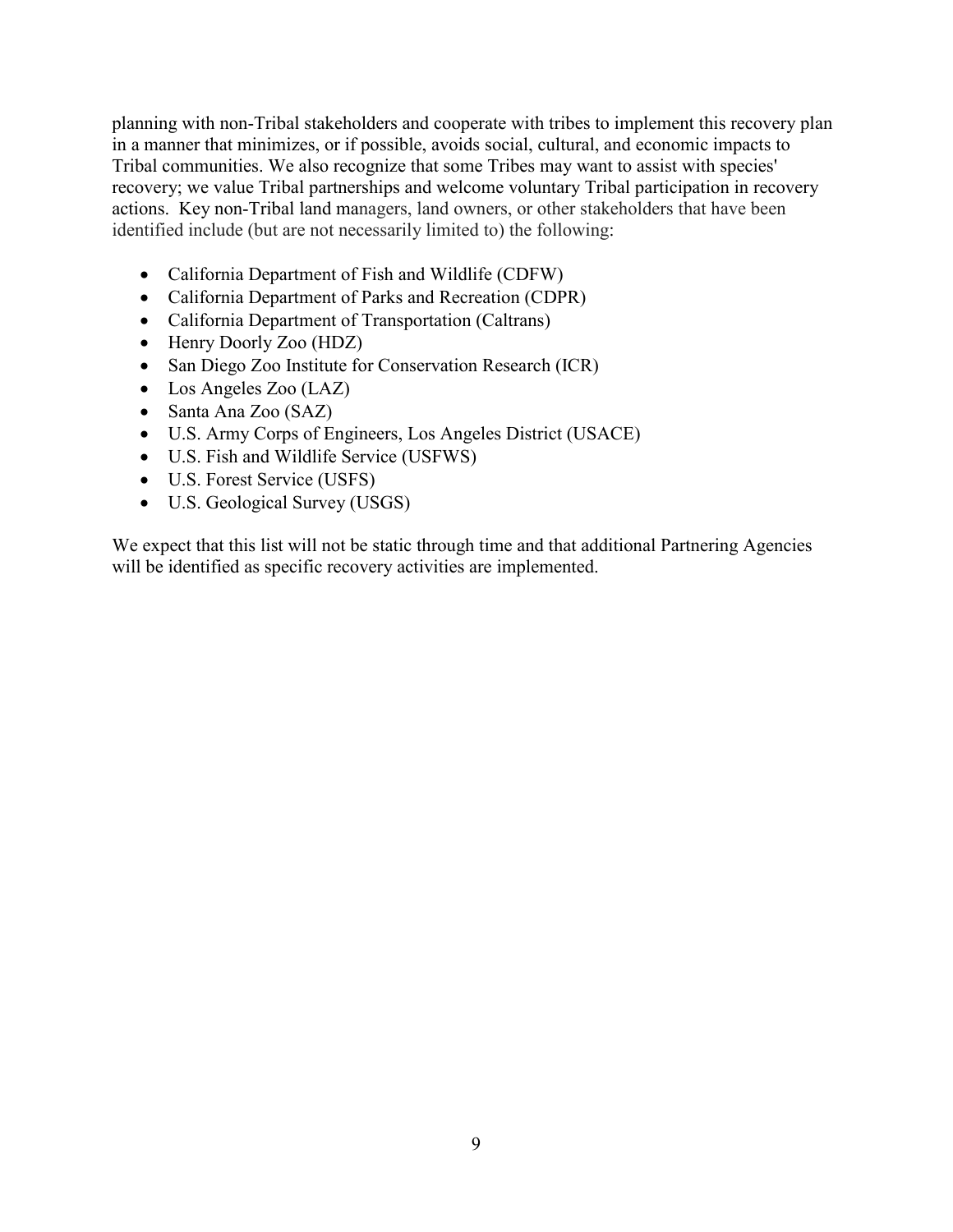planning with non-Tribal stakeholders and cooperate with tribes to implement this recovery plan in a manner that minimizes, or if possible, avoids social, cultural, and economic impacts to Tribal communities. We also recognize that some Tribes may want to assist with species' recovery; we value Tribal partnerships and welcome voluntary Tribal participation in recovery actions. Key non-Tribal land managers, land owners, or other stakeholders that have been identified include (but are not necessarily limited to) the following:

- California Department of Fish and Wildlife (CDFW)
- California Department of Parks and Recreation (CDPR)
- California Department of Transportation (Caltrans)
- Henry Doorly Zoo (HDZ)
- San Diego Zoo Institute for Conservation Research (ICR)
- Los Angeles Zoo (LAZ)
- Santa Ana Zoo (SAZ)
- U.S. Army Corps of Engineers, Los Angeles District (USACE)
- U.S. Fish and Wildlife Service (USFWS)
- U.S. Forest Service (USFS)
- U.S. Geological Survey (USGS)

We expect that this list will not be static through time and that additional Partnering Agencies will be identified as specific recovery activities are implemented.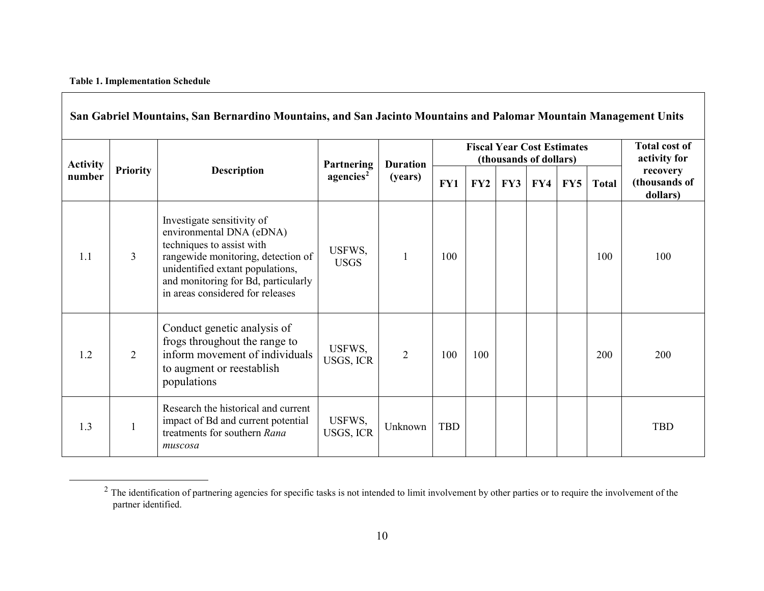**Table 1. Implementation Schedule**

| San Gabriel Mountains, San Bernardino Mountains, and San Jacinto Mountains and Palomar Mountain Management Units | | | | | | | | | | | |
|---|---|---|---|---|---|---|---|---|---|---|---|
| **Activity number** | **Priority** | **Description** | **Partnering agencies**[2] | **Duration (years)** | **Fiscal Year Cost Estimates (thousands of dollars)** | | | | | | **Total cost of activity for recovery (thousands of dollars)** |
| | | | | | **FY1** | **FY2** | **FY3** | **FY4** | **FY5** | **Total** | |
| 1.1 | 3 | Investigate sensitivity of environmental DNA (eDNA) techniques to assist with rangewide monitoring, detection of unidentified extant populations, and monitoring for Bd, particularly in areas considered for releases | USFWS, USGS | 1 | 100 | | | | | 100 | 100 |
| 1.2 | 2 | Conduct genetic analysis of frogs throughout the range to inform movement of individuals to augment or reestablish populations | USFWS, USGS, ICR | 2 | 100 | 100 | | | | 200 | 200 |
| 1.3 | 1 | Research the historical and current impact of Bd and current potential treatments for southern *Rana muscosa* | USFWS, USGS, ICR | Unknown | TBD | | | | | | TBD |

[2] The identification of partnering agencies for specific tasks is not intended to limit involvement by other parties or to require the involvement of the partner identified.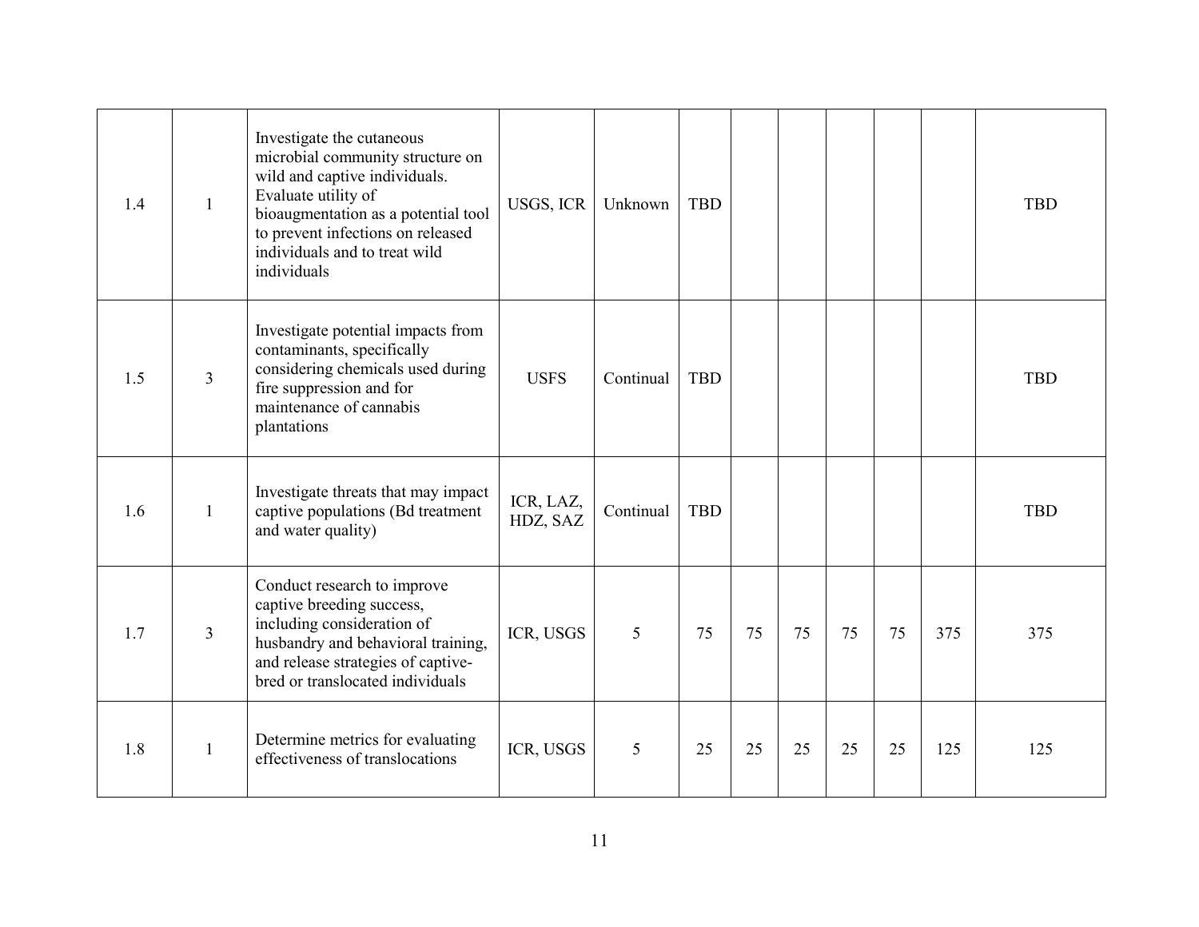| | | | | | | | | | | | |
|---|---|---|---|---|---|---|---|---|---|---|---|
| 1.4 | 1 | Investigate the cutaneous microbial community structure on wild and captive individuals. Evaluate utility of bioaugmentation as a potential tool to prevent infections on released individuals and to treat wild individuals | USGS, ICR | Unknown | TBD | | | | | | TBD |
| 1.5 | 3 | Investigate potential impacts from contaminants, specifically considering chemicals used during fire suppression and for maintenance of cannabis plantations | USFS | Continual | TBD | | | | | | TBD |
| 1.6 | 1 | Investigate threats that may impact captive populations (Bd treatment and water quality) | ICR, LAZ, HDZ, SAZ | Continual | TBD | | | | | | TBD |
| 1.7 | 3 | Conduct research to improve captive breeding success, including consideration of husbandry and behavioral training, and release strategies of captive-bred or translocated individuals | ICR, USGS | 5 | 75 | 75 | 75 | 75 | 75 | 375 | 375 |
| 1.8 | 1 | Determine metrics for evaluating effectiveness of translocations | ICR, USGS | 5 | 25 | 25 | 25 | 25 | 25 | 125 | 125 |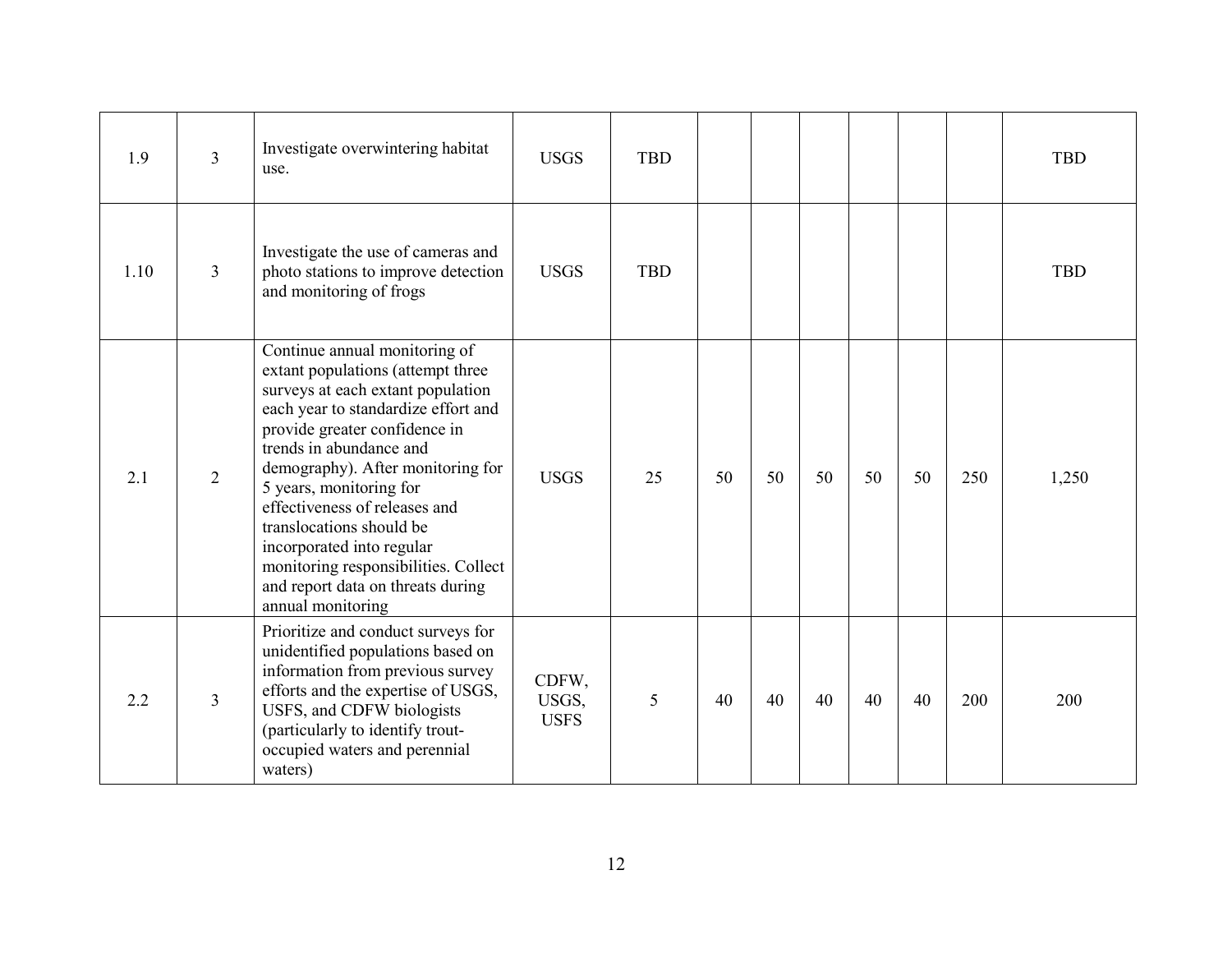| 1.9 | 3 | Investigate overwintering habitat use. | USGS | TBD | | | | | | | TBD |
|---|---|---|---|---|---|---|---|---|---|---|---|
| 1.10 | 3 | Investigate the use of cameras and photo stations to improve detection and monitoring of frogs | USGS | TBD | | | | | | | TBD |
| 2.1 | 2 | Continue annual monitoring of extant populations (attempt three surveys at each extant population each year to standardize effort and provide greater confidence in trends in abundance and demography). After monitoring for 5 years, monitoring for effectiveness of releases and translocations should be incorporated into regular monitoring responsibilities. Collect and report data on threats during annual monitoring | USGS | 25 | 50 | 50 | 50 | 50 | 50 | 250 | 1,250 |
| 2.2 | 3 | Prioritize and conduct surveys for unidentified populations based on information from previous survey efforts and the expertise of USGS, USFS, and CDFW biologists (particularly to identify trout-occupied waters and perennial waters) | CDFW, USGS, USFS | 5 | 40 | 40 | 40 | 40 | 40 | 200 | 200 |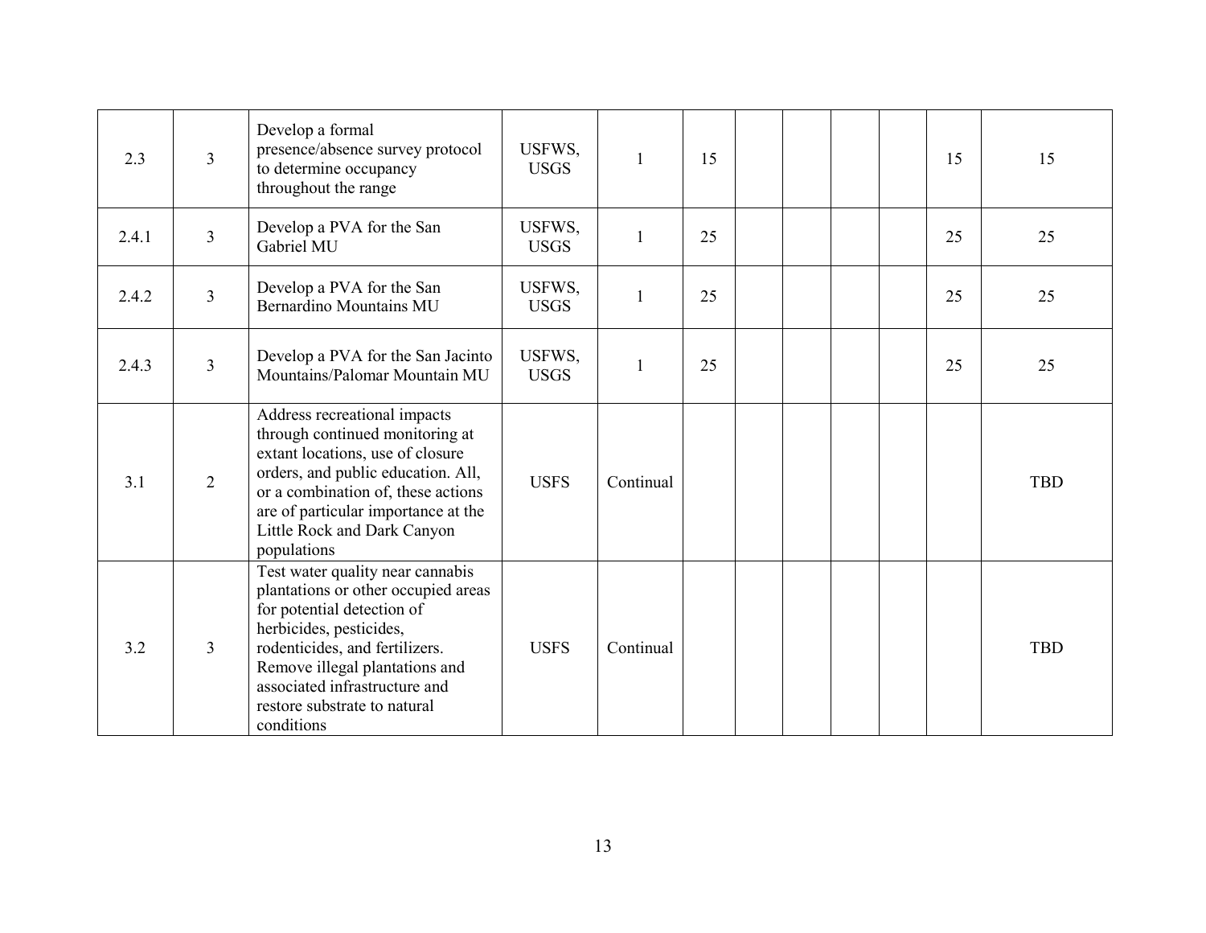| | | | | | | | | | | | |
|---|---|---|---|---|---|---|---|---|---|---|---|
| 2.3 | 3 | Develop a formal presence/absence survey protocol to determine occupancy throughout the range | USFWS, USGS | 1 | 15 | | | | | 15 | 15 |
| 2.4.1 | 3 | Develop a PVA for the San Gabriel MU | USFWS, USGS | 1 | 25 | | | | | 25 | 25 |
| 2.4.2 | 3 | Develop a PVA for the San Bernardino Mountains MU | USFWS, USGS | 1 | 25 | | | | | 25 | 25 |
| 2.4.3 | 3 | Develop a PVA for the San Jacinto Mountains/Palomar Mountain MU | USFWS, USGS | 1 | 25 | | | | | 25 | 25 |
| 3.1 | 2 | Address recreational impacts through continued monitoring at extant locations, use of closure orders, and public education. All, or a combination of, these actions are of particular importance at the Little Rock and Dark Canyon populations | USFS | Continual | | | | | | | TBD |
| 3.2 | 3 | Test water quality near cannabis plantations or other occupied areas for potential detection of herbicides, pesticides, rodenticides, and fertilizers. Remove illegal plantations and associated infrastructure and restore substrate to natural conditions | USFS | Continual | | | | | | | TBD |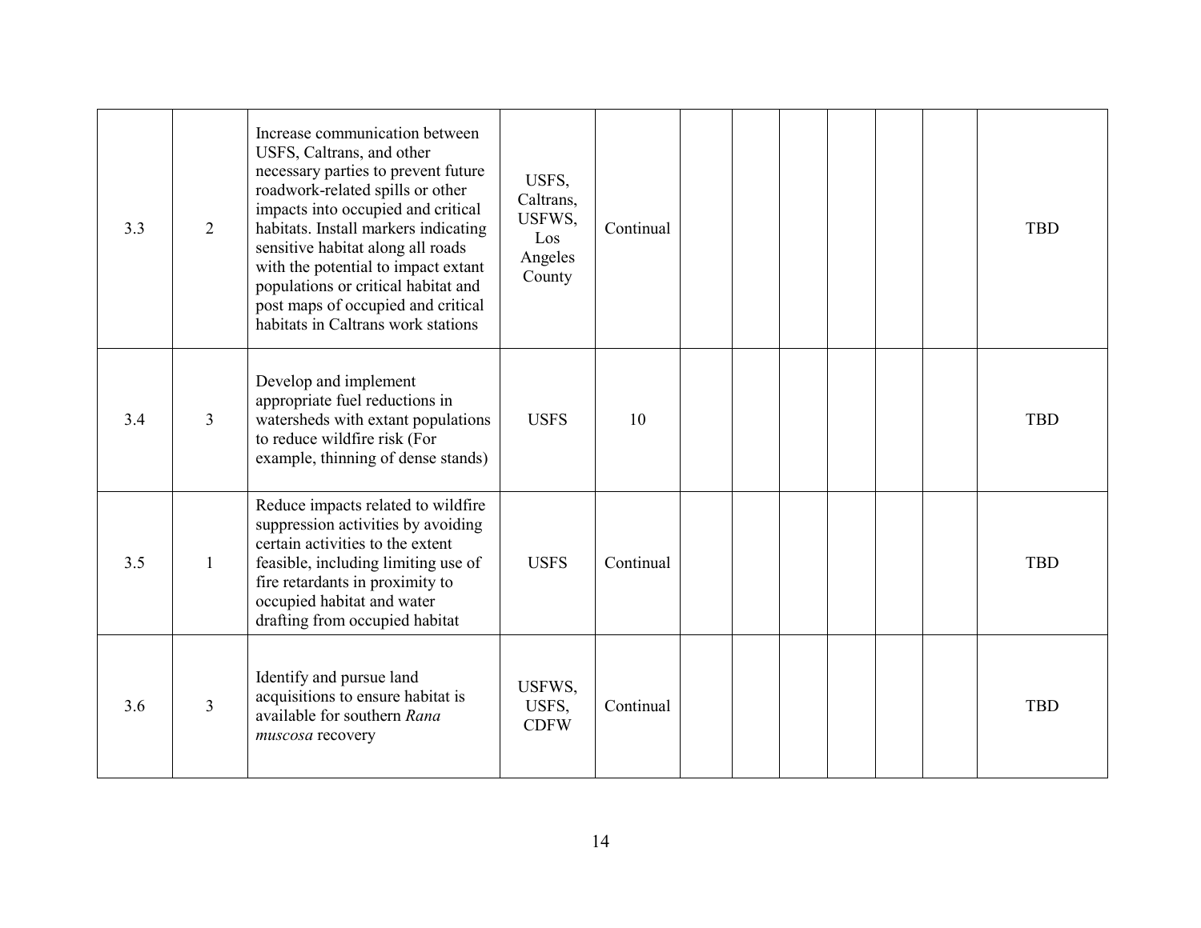| | | | | | | | | | | | |
|---|---|---|---|---|---|---|---|---|---|---|---|
| 3.3 | 2 | Increase communication between USFS, Caltrans, and other necessary parties to prevent future roadwork-related spills or other impacts into occupied and critical habitats. Install markers indicating sensitive habitat along all roads with the potential to impact extant populations or critical habitat and post maps of occupied and critical habitats in Caltrans work stations | USFS, Caltrans, USFWS, Los Angeles County | Continual | | | | | | | TBD |
| 3.4 | 3 | Develop and implement appropriate fuel reductions in watersheds with extant populations to reduce wildfire risk (For example, thinning of dense stands) | USFS | 10 | | | | | | | TBD |
| 3.5 | 1 | Reduce impacts related to wildfire suppression activities by avoiding certain activities to the extent feasible, including limiting use of fire retardants in proximity to occupied habitat and water drafting from occupied habitat | USFS | Continual | | | | | | | TBD |
| 3.6 | 3 | Identify and pursue land acquisitions to ensure habitat is available for southern *Rana muscosa* recovery | USFWS, USFS, CDFW | Continual | | | | | | | TBD |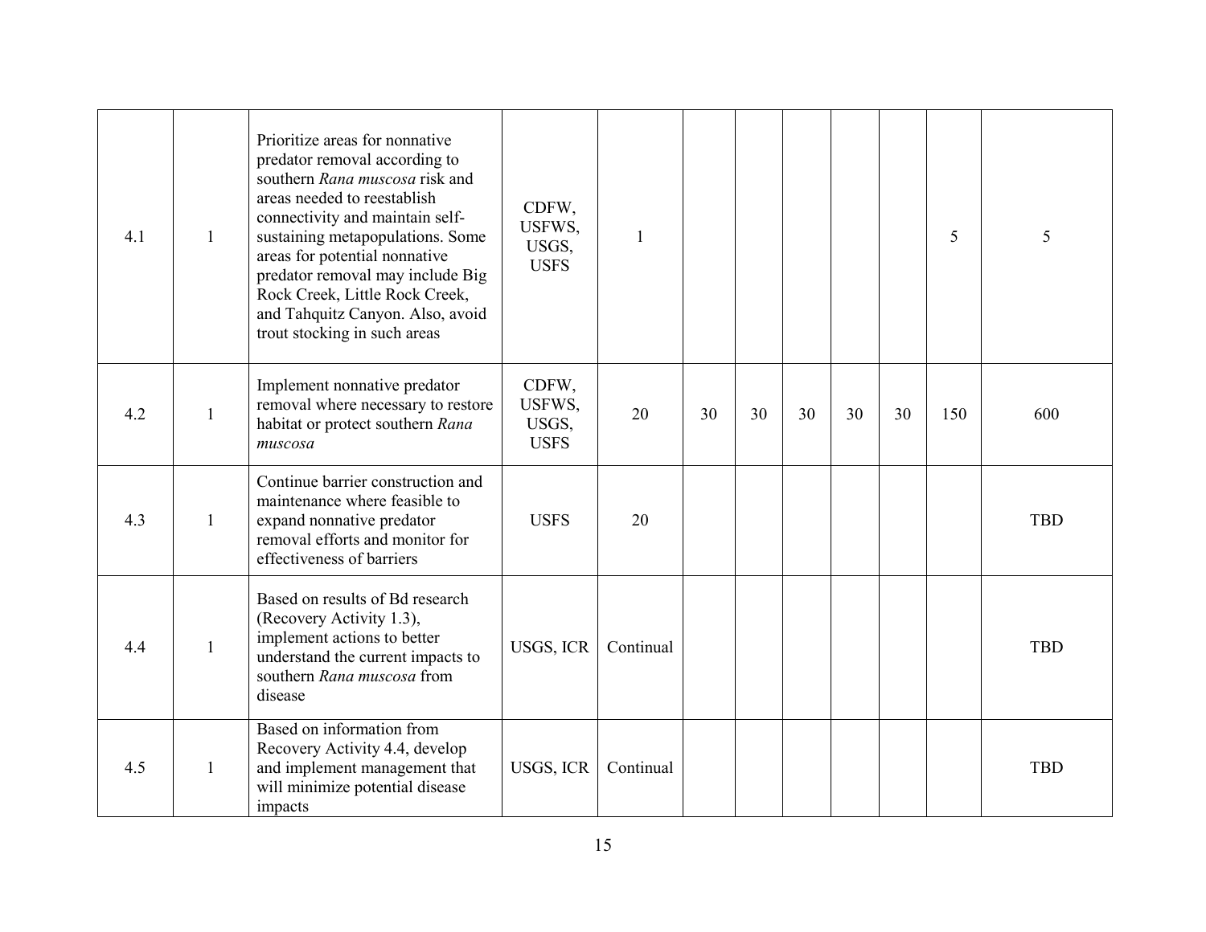| 4.1 | 1 | Prioritize areas for nonnative predator removal according to southern *Rana muscosa* risk and areas needed to reestablish connectivity and maintain self-sustaining metapopulations. Some areas for potential nonnative predator removal may include Big Rock Creek, Little Rock Creek, and Tahquitz Canyon. Also, avoid trout stocking in such areas | CDFW, USFWS, USGS, USFS | 1 | | | | | | 5 | 5 |
|---|---|---|---|---|---|---|---|---|---|---|---|
| 4.2 | 1 | Implement nonnative predator removal where necessary to restore habitat or protect southern *Rana muscosa* | CDFW, USFWS, USGS, USFS | 20 | 30 | 30 | 30 | 30 | 30 | 150 | 600 |
| 4.3 | 1 | Continue barrier construction and maintenance where feasible to expand nonnative predator removal efforts and monitor for effectiveness of barriers | USFS | 20 | | | | | | | TBD |
| 4.4 | 1 | Based on results of Bd research (Recovery Activity 1.3), implement actions to better understand the current impacts to southern *Rana muscosa* from disease | USGS, ICR | Continual | | | | | | | TBD |
| 4.5 | 1 | Based on information from Recovery Activity 4.4, develop and implement management that will minimize potential disease impacts | USGS, ICR | Continual | | | | | | | TBD |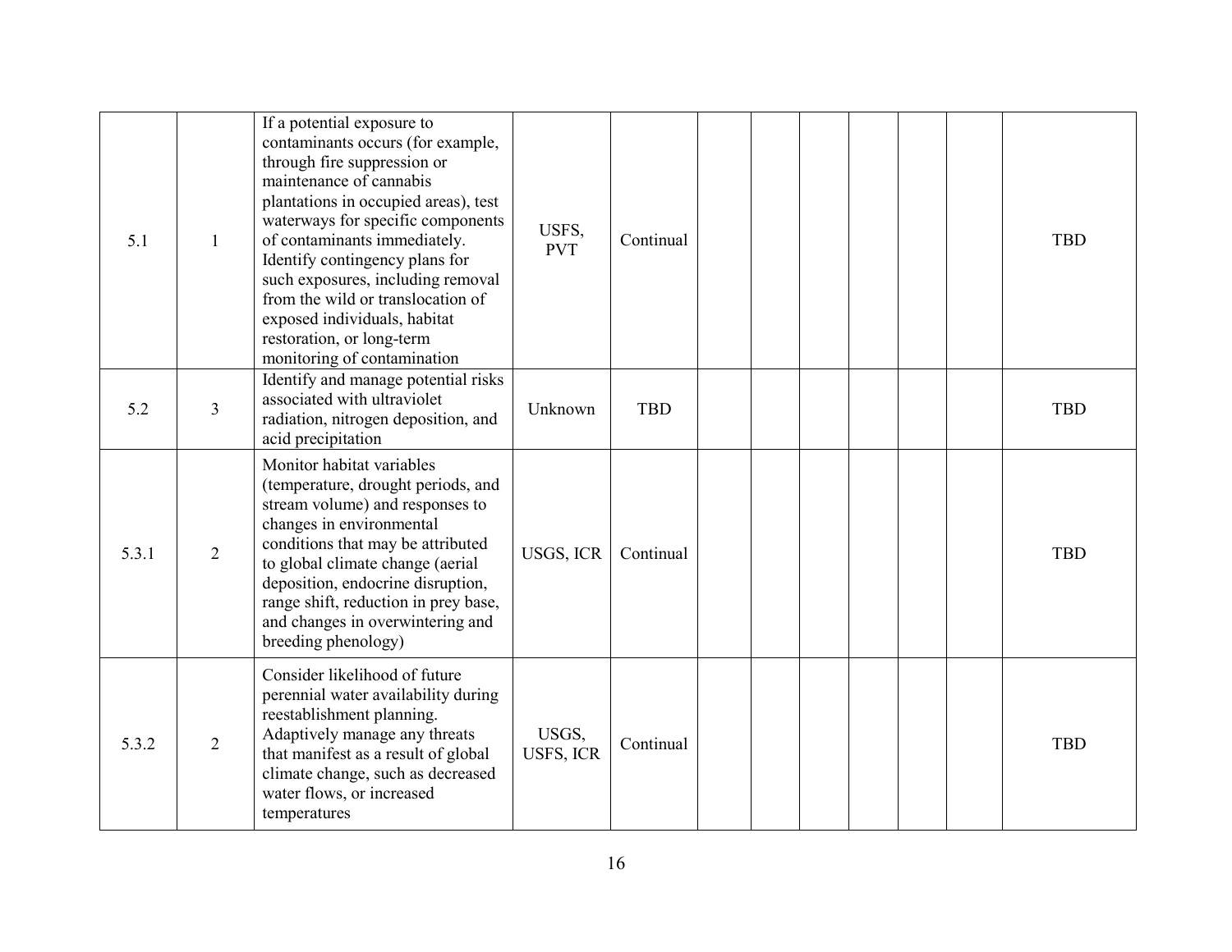| | | | | | | | | | | | |
|---|---|---|---|---|---|---|---|---|---|---|---|
| 5.1 | 1 | If a potential exposure to contaminants occurs (for example, through fire suppression or maintenance of cannabis plantations in occupied areas), test waterways for specific components of contaminants immediately. Identify contingency plans for such exposures, including removal from the wild or translocation of exposed individuals, habitat restoration, or long-term monitoring of contamination | USFS, PVT | Continual | | | | | | | TBD |
| 5.2 | 3 | Identify and manage potential risks associated with ultraviolet radiation, nitrogen deposition, and acid precipitation | Unknown | TBD | | | | | | | TBD |
| 5.3.1 | 2 | Monitor habitat variables (temperature, drought periods, and stream volume) and responses to changes in environmental conditions that may be attributed to global climate change (aerial deposition, endocrine disruption, range shift, reduction in prey base, and changes in overwintering and breeding phenology) | USGS, ICR | Continual | | | | | | | TBD |
| 5.3.2 | 2 | Consider likelihood of future perennial water availability during reestablishment planning. Adaptively manage any threats that manifest as a result of global climate change, such as decreased water flows, or increased temperatures | USGS, USFS, ICR | Continual | | | | | | | TBD |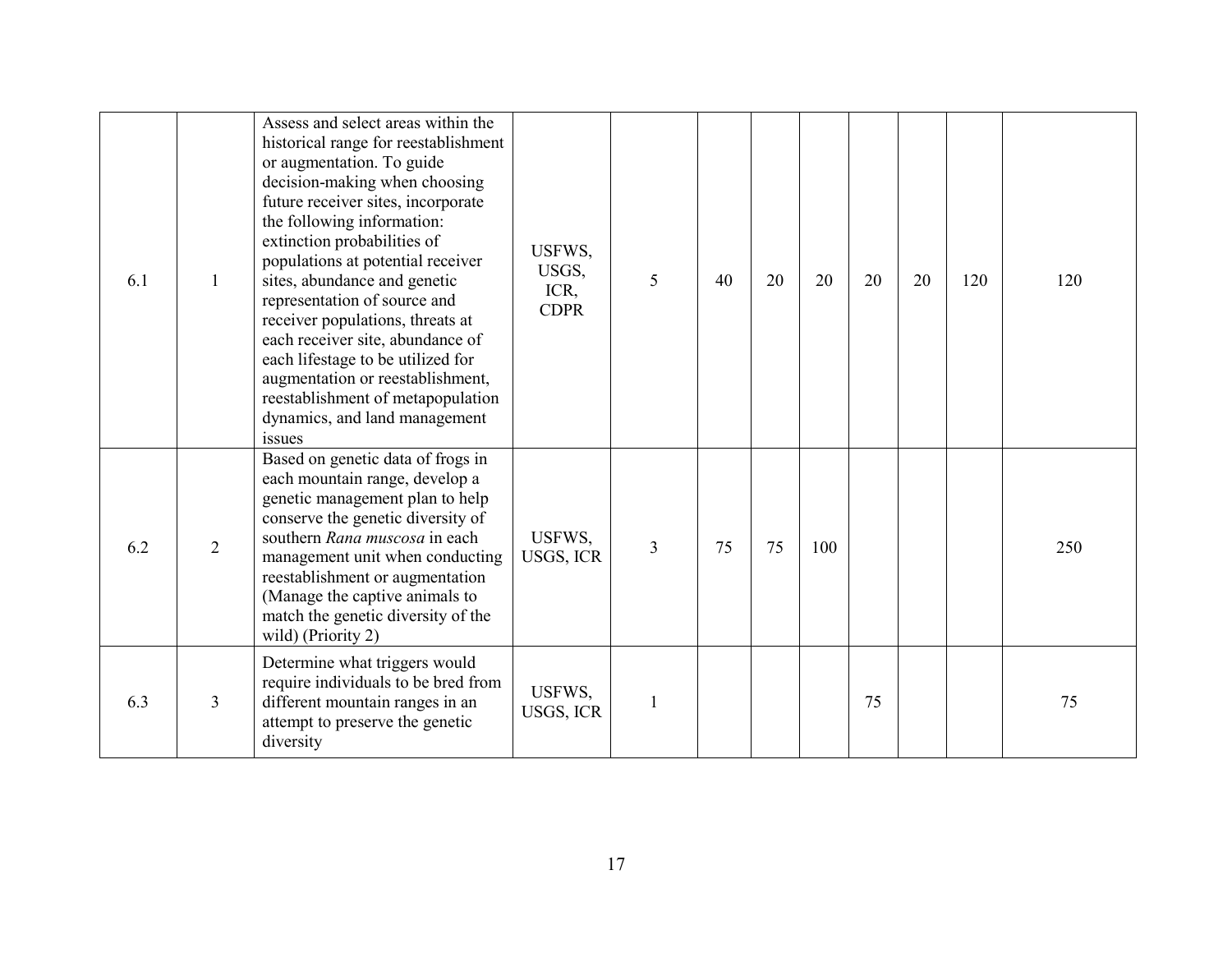| | | | | | | | | | | | |
|---|---|---|---|---|---|---|---|---|---|---|---|
| 6.1 | 1 | Assess and select areas within the historical range for reestablishment or augmentation. To guide decision-making when choosing future receiver sites, incorporate the following information: extinction probabilities of populations at potential receiver sites, abundance and genetic representation of source and receiver populations, threats at each receiver site, abundance of each lifestage to be utilized for augmentation or reestablishment, reestablishment of metapopulation dynamics, and land management issues | USFWS, USGS, ICR, CDPR | 5 | 40 | 20 | 20 | 20 | 20 | 120 | 120 |
| 6.2 | 2 | Based on genetic data of frogs in each mountain range, develop a genetic management plan to help conserve the genetic diversity of southern *Rana muscosa* in each management unit when conducting reestablishment or augmentation (Manage the captive animals to match the genetic diversity of the wild) (Priority 2) | USFWS, USGS, ICR | 3 | 75 | 75 | 100 | | | | 250 |
| 6.3 | 3 | Determine what triggers would require individuals to be bred from different mountain ranges in an attempt to preserve the genetic diversity | USFWS, USGS, ICR | 1 | | | | 75 | | | 75 |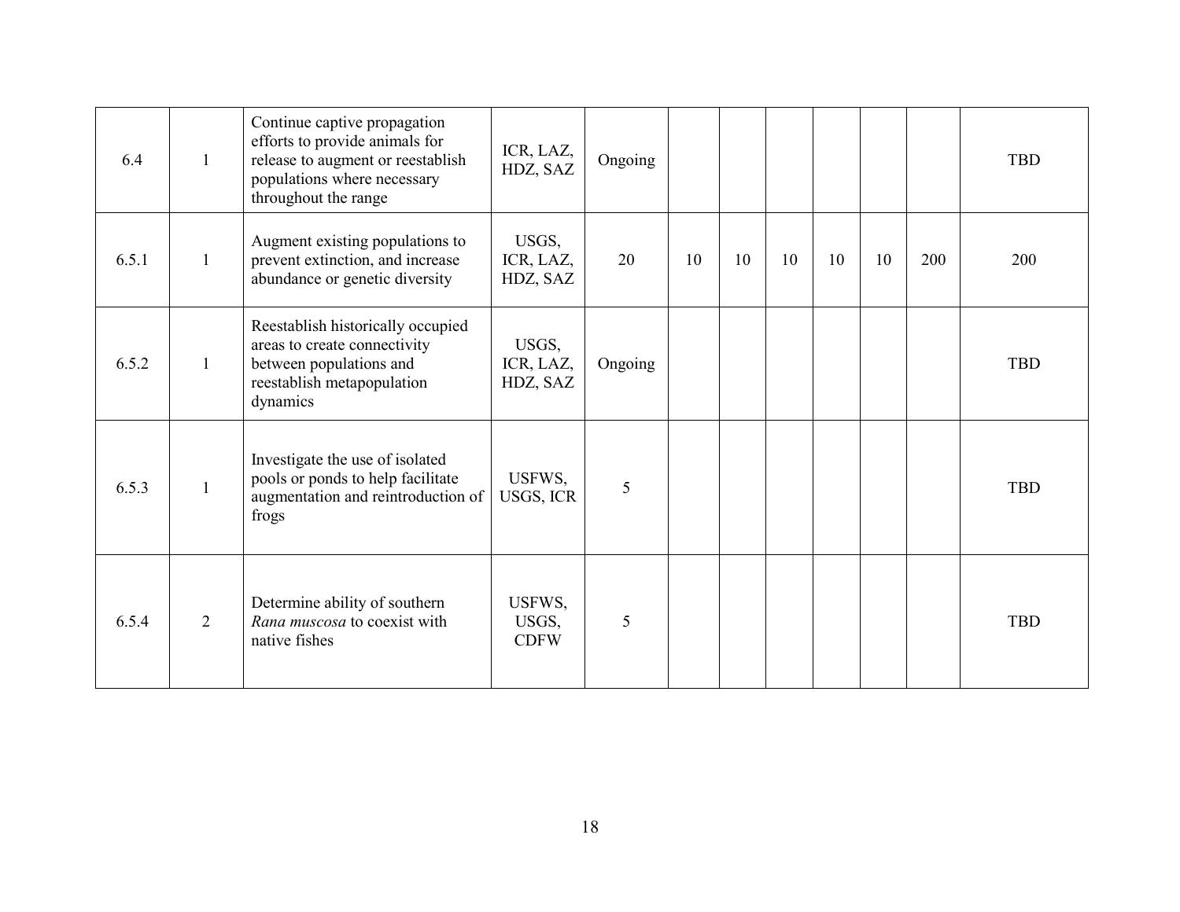| | | | | | | | | | | | |
|---|---|---|---|---|---|---|---|---|---|---|---|
| 6.4 | 1 | Continue captive propagation efforts to provide animals for release to augment or reestablish populations where necessary throughout the range | ICR, LAZ, HDZ, SAZ | Ongoing | | | | | | | TBD |
| 6.5.1 | 1 | Augment existing populations to prevent extinction, and increase abundance or genetic diversity | USGS, ICR, LAZ, HDZ, SAZ | 20 | 10 | 10 | 10 | 10 | 10 | 200 | 200 |
| 6.5.2 | 1 | Reestablish historically occupied areas to create connectivity between populations and reestablish metapopulation dynamics | USGS, ICR, LAZ, HDZ, SAZ | Ongoing | | | | | | | TBD |
| 6.5.3 | 1 | Investigate the use of isolated pools or ponds to help facilitate augmentation and reintroduction of frogs | USFWS, USGS, ICR | 5 | | | | | | | TBD |
| 6.5.4 | 2 | Determine ability of southern *Rana muscosa* to coexist with native fishes | USFWS, USGS, CDFW | 5 | | | | | | | TBD |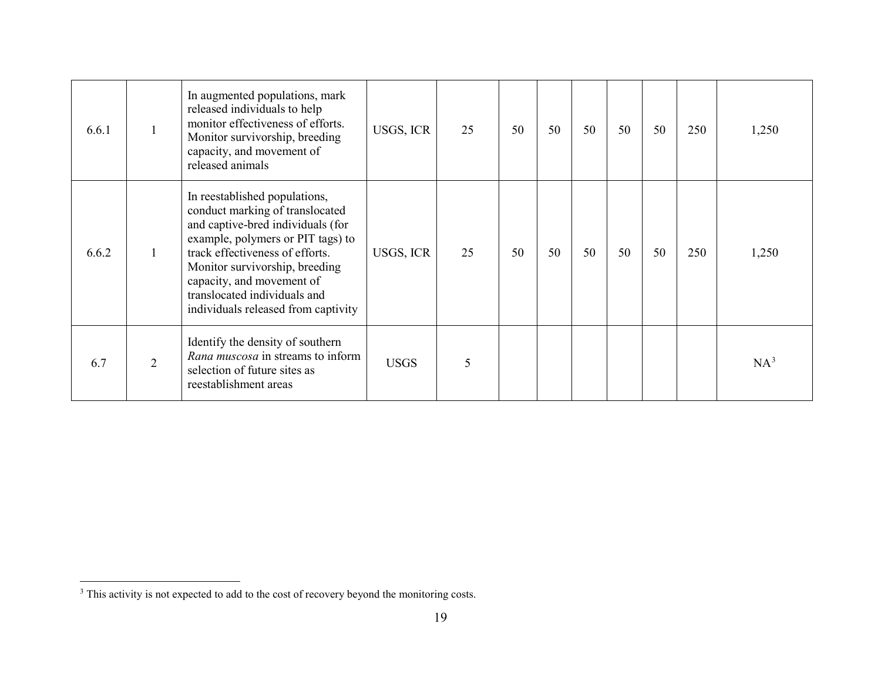| | | | | | | | | | | | |
|---|---|---|---|---|---|---|---|---|---|---|---|
| 6.6.1 | 1 | In augmented populations, mark released individuals to help monitor effectiveness of efforts. Monitor survivorship, breeding capacity, and movement of released animals | USGS, ICR | 25 | 50 | 50 | 50 | 50 | 50 | 250 | 1,250 |
| 6.6.2 | 1 | In reestablished populations, conduct marking of translocated and captive-bred individuals (for example, polymers or PIT tags) to track effectiveness of efforts. Monitor survivorship, breeding capacity, and movement of translocated individuals and individuals released from captivity | USGS, ICR | 25 | 50 | 50 | 50 | 50 | 50 | 250 | 1,250 |
| 6.7 | 2 | Identify the density of southern *Rana muscosa* in streams to inform selection of future sites as reestablishment areas | USGS | 5 | | | | | | | NA[3] |

[3] This activity is not expected to add to the cost of recovery beyond the monitoring costs.